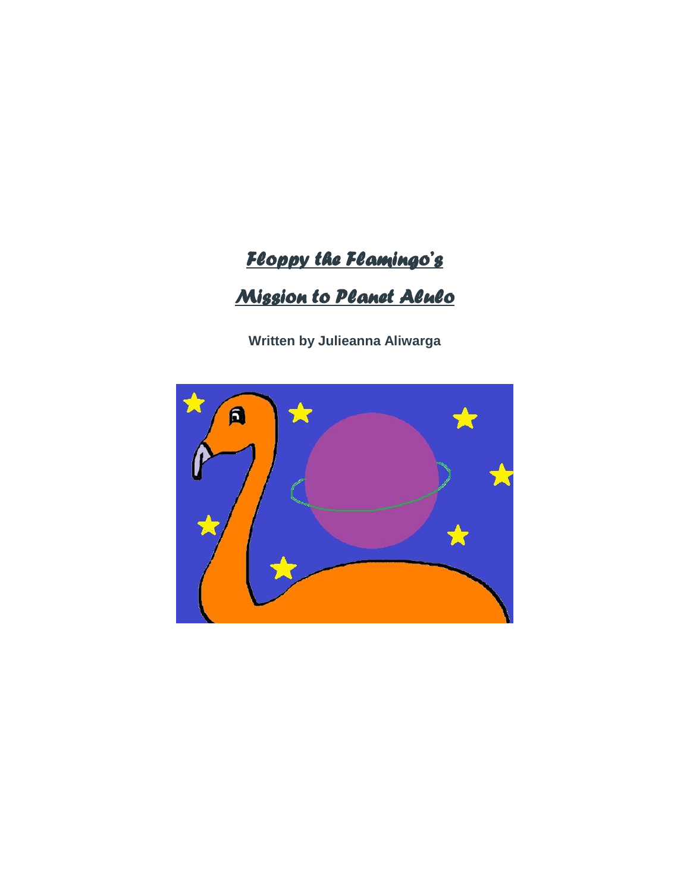# *Floppy the Flamingo's Mission to Planet Alulo*

**Written by Julieanna Aliwarga**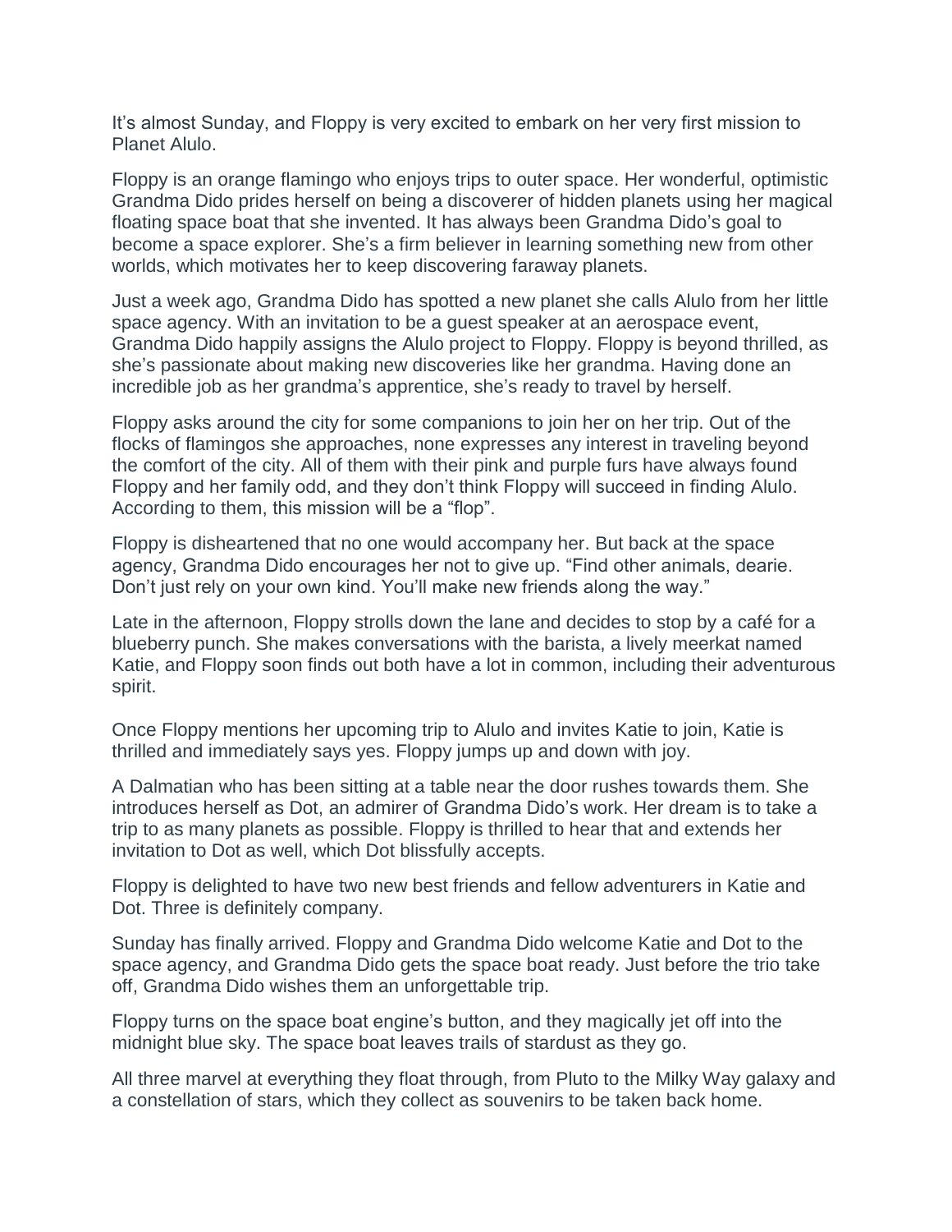It’s almost Sunday, and Floppy is very excited to embark on her very first mission to Planet Alulo.

Floppy is an orange flamingo who enjoys trips to outer space. Her wonderful, optimistic Grandma Dido prides herself on being a discoverer of hidden planets using her magical floating space boat that she invented. It has always been Grandma Dido’s goal to become a space explorer. She’s a firm believer in learning something new from other worlds, which motivates her to keep discovering faraway planets.

Just a week ago, Grandma Dido has spotted a new planet she calls Alulo from her little space agency. With an invitation to be a guest speaker at an aerospace event, Grandma Dido happily assigns the Alulo project to Floppy. Floppy is beyond thrilled, as she’s passionate about making new discoveries like her grandma. Having done an incredible job as her grandma’s apprentice, she’s ready to travel by herself.

Floppy asks around the city for some companions to join her on her trip. Out of the flocks of flamingos she approaches, none expresses any interest in traveling beyond the comfort of the city. All of them with their pink and purple furs have always found Floppy and her family odd, and they don’t think Floppy will succeed in finding Alulo. According to them, this mission will be a “flop”.

Floppy is disheartened that no one would accompany her. But back at the space agency, Grandma Dido encourages her not to give up. “Find other animals, dearie. Don’t just rely on your own kind. You’ll make new friends along the way.”

Late in the afternoon, Floppy strolls down the lane and decides to stop by a café for a blueberry punch. She makes conversations with the barista, a lively meerkat named Katie, and Floppy soon finds out both have a lot in common, including their adventurous spirit.

Once Floppy mentions her upcoming trip to Alulo and invites Katie to join, Katie is thrilled and immediately says yes. Floppy jumps up and down with joy.

A Dalmatian who has been sitting at a table near the door rushes towards them. She introduces herself as Dot, an admirer of Grandma Dido’s work. Her dream is to take a trip to as many planets as possible. Floppy is thrilled to hear that and extends her invitation to Dot as well, which Dot blissfully accepts.

Floppy is delighted to have two new best friends and fellow adventurers in Katie and Dot. Three is definitely company.

Sunday has finally arrived. Floppy and Grandma Dido welcome Katie and Dot to the space agency, and Grandma Dido gets the space boat ready. Just before the trio take off, Grandma Dido wishes them an unforgettable trip.

Floppy turns on the space boat engine’s button, and they magically jet off into the midnight blue sky. The space boat leaves trails of stardust as they go.

All three marvel at everything they float through, from Pluto to the Milky Way galaxy and a constellation of stars, which they collect as souvenirs to be taken back home.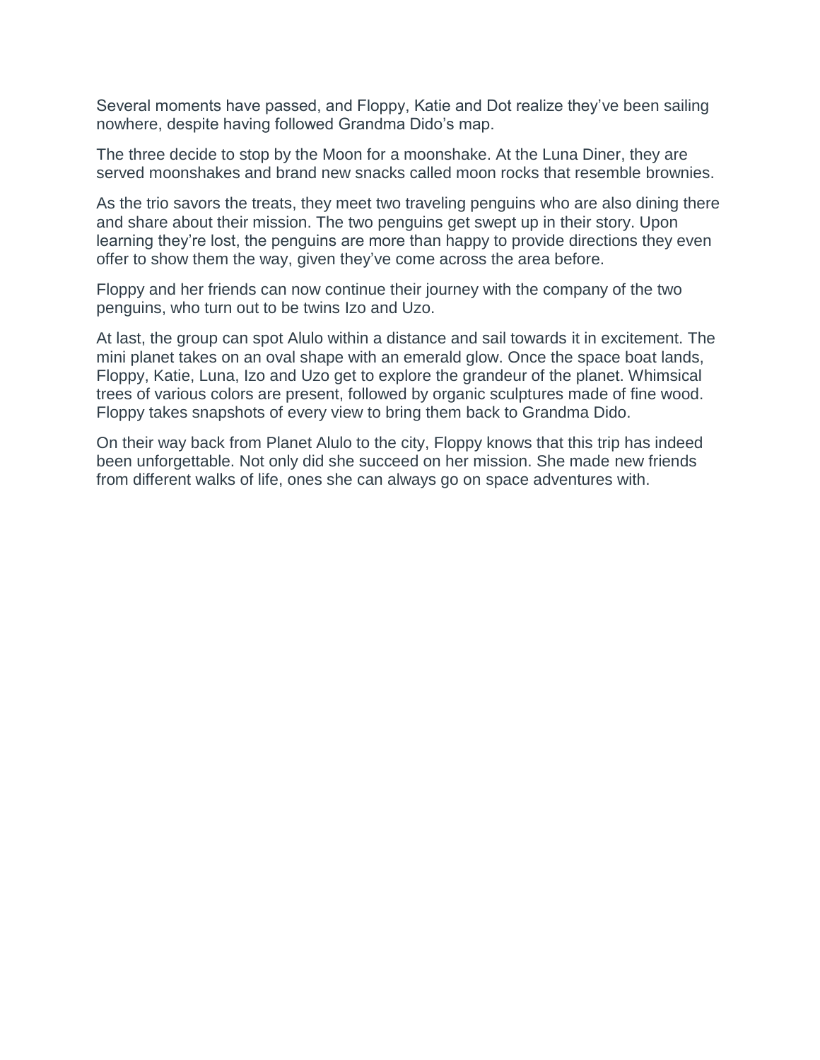Several moments have passed, and Floppy, Katie and Dot realize they've been sailing nowhere, despite having followed Grandma Dido's map.

The three decide to stop by the Moon for a moonshake. At the Luna Diner, they are served moonshakes and brand new snacks called moon rocks that resemble brownies.

As the trio savors the treats, they meet two traveling penguins who are also dining there and share about their mission. The two penguins get swept up in their story. Upon learning they're lost, the penguins are more than happy to provide directions they even offer to show them the way, given they've come across the area before.

Floppy and her friends can now continue their journey with the company of the two penguins, who turn out to be twins Izo and Uzo.

At last, the group can spot Alulo within a distance and sail towards it in excitement. The mini planet takes on an oval shape with an emerald glow. Once the space boat lands, Floppy, Katie, Luna, Izo and Uzo get to explore the grandeur of the planet. Whimsical trees of various colors are present, followed by organic sculptures made of fine wood. Floppy takes snapshots of every view to bring them back to Grandma Dido.

On their way back from Planet Alulo to the city, Floppy knows that this trip has indeed been unforgettable. Not only did she succeed on her mission. She made new friends from different walks of life, ones she can always go on space adventures with.